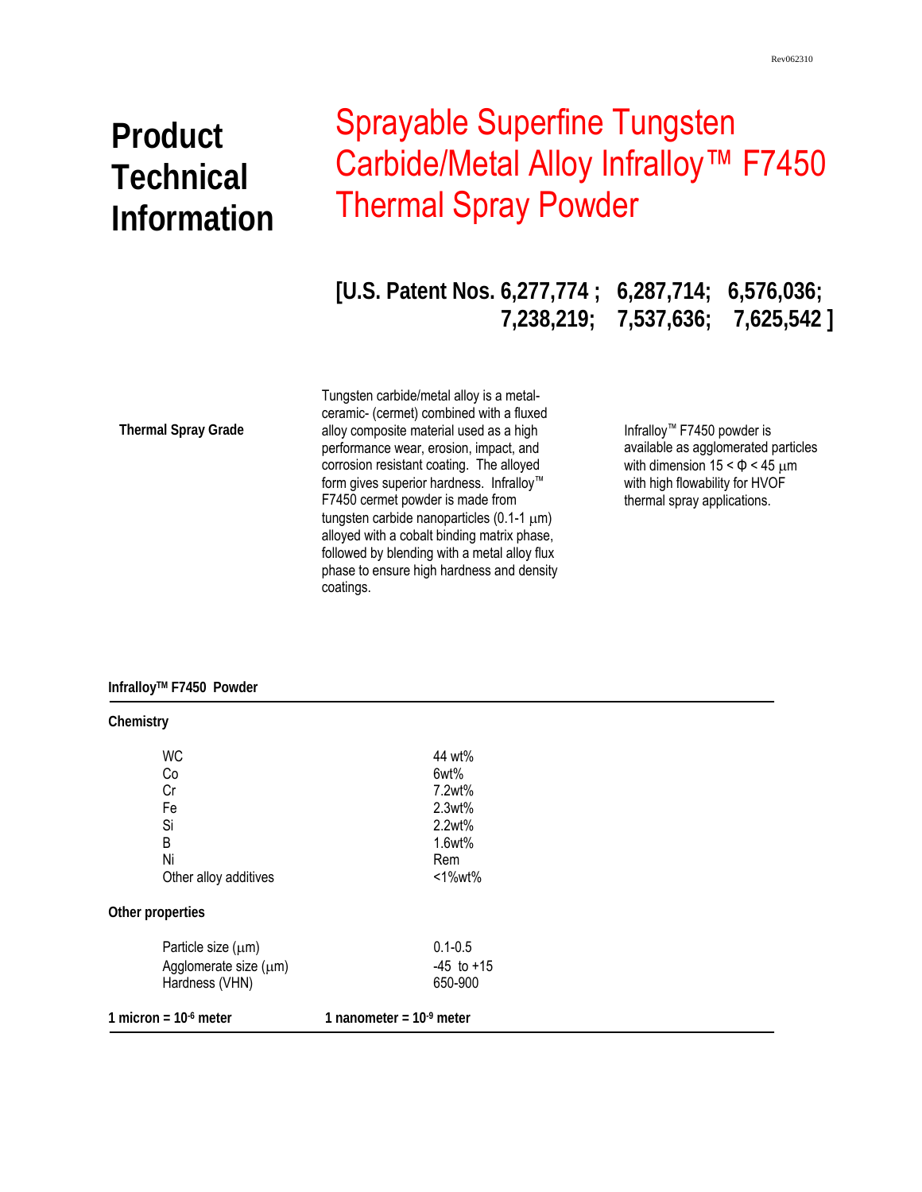Rev062310

# Product Technical Information

# Sprayable Superfine Tungsten Carbide/Metal Alloy Infralloy™ F7450 Thermal Spray Powder

## [U.S. Patent Nos. 6,277,774 ; 6,287,714; 6,576,036; 7,238,219; 7,537,636; 7,625,542 ]

**Thermal Spray Grade**

Tungsten carbide/metal alloy is a metal-ceramic- (cermet) combined with a fluxed alloy composite material used as a high performance wear, erosion, impact, and corrosion resistant coating. The alloyed form gives superior hardness. Infralloy™ F7450 cermet powder is made from tungsten carbide nanoparticles (0.1-1 μm) alloyed with a cobalt binding matrix phase, followed by blending with a metal alloy flux phase to ensure high hardness and density coatings.

Infralloy™ F7450 powder is available as agglomerated particles with dimension 15 < Φ < 45 μm with high flowability for HVOF thermal spray applications.

**Infralloy™ F7450 Powder**

**Chemistry**

| | |
|---|---|
| WC | 44 wt% |
| Co | 6wt% |
| Cr | 7.2wt% |
| Fe | 2.3wt% |
| Si | 2.2wt% |
| B | 1.6wt% |
| Ni | Rem |
| Other alloy additives | <1%wt% |

**Other properties**

| | |
|---|---|
| Particle size (μm) | 0.1-0.5 |
| Agglomerate size (μm) | -45 to +15 |
| Hardness (VHN) | 650-900 |

**1 micron = $10^{-6}$ meter** **1 nanometer = $10^{-9}$ meter**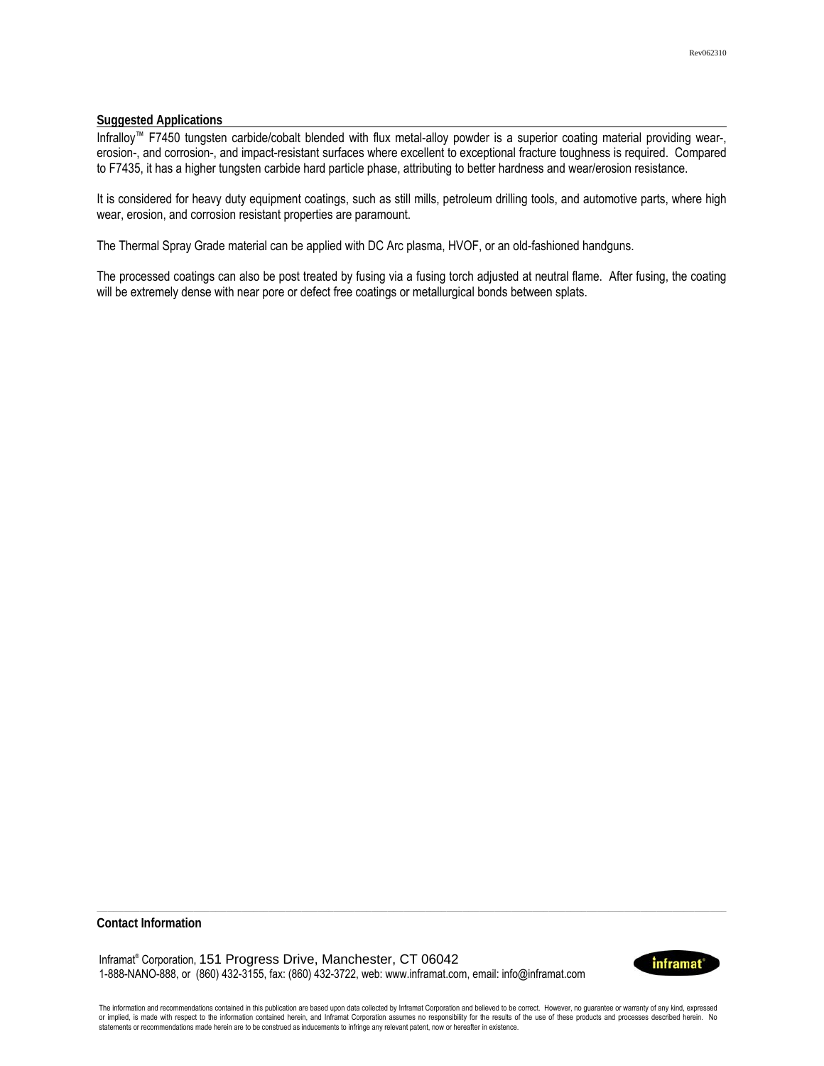## Suggested Applications

Infralloy™ F7450 tungsten carbide/cobalt blended with flux metal-alloy powder is a superior coating material providing wear-, erosion-, and corrosion-, and impact-resistant surfaces where excellent to exceptional fracture toughness is required. Compared to F7435, it has a higher tungsten carbide hard particle phase, attributing to better hardness and wear/erosion resistance.

It is considered for heavy duty equipment coatings, such as still mills, petroleum drilling tools, and automotive parts, where high wear, erosion, and corrosion resistant properties are paramount.

The Thermal Spray Grade material can be applied with DC Arc plasma, HVOF, or an old-fashioned handguns.

The processed coatings can also be post treated by fusing via a fusing torch adjusted at neutral flame. After fusing, the coating will be extremely dense with near pore or defect free coatings or metallurgical bonds between splats.

## Contact Information

Inframat® Corporation, 151 Progress Drive, Manchester, CT 06042
1-888-NANO-888, or (860) 432-3155, fax: (860) 432-3722, web: www.inframat.com, email: info@inframat.com

The information and recommendations contained in this publication are based upon data collected by Inframat Corporation and believed to be correct. However, no guarantee or warranty of any kind, expressed or implied, is made with respect to the information contained herein, and Inframat Corporation assumes no responsibility for the results of the use of these products and processes described herein. No statements or recommendations made herein are to be construed as inducements to infringe any relevant patent, now or hereafter in existence.